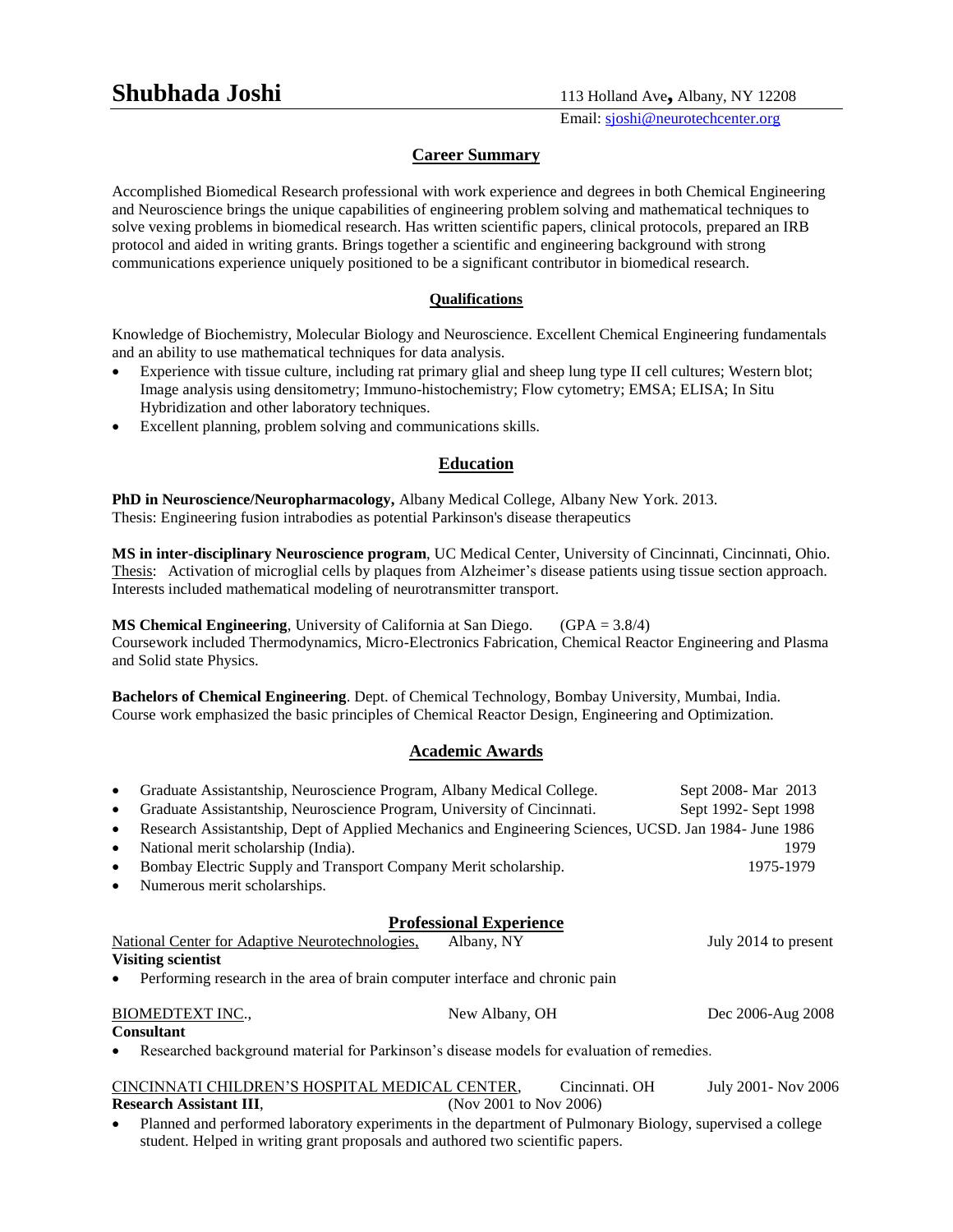# Shubhada Joshi

113 Holland Ave**,** Albany, NY 12208
Email: sjoshi@neurotechcenter.org

## Career Summary

Accomplished Biomedical Research professional with work experience and degrees in both Chemical Engineering and Neuroscience brings the unique capabilities of engineering problem solving and mathematical techniques to solve vexing problems in biomedical research. Has written scientific papers, clinical protocols, prepared an IRB protocol and aided in writing grants. Brings together a scientific and engineering background with strong communications experience uniquely positioned to be a significant contributor in biomedical research.

## Qualifications

Knowledge of Biochemistry, Molecular Biology and Neuroscience. Excellent Chemical Engineering fundamentals and an ability to use mathematical techniques for data analysis.

- Experience with tissue culture, including rat primary glial and sheep lung type II cell cultures; Western blot; Image analysis using densitometry; Immuno-histochemistry; Flow cytometry; EMSA; ELISA; In Situ Hybridization and other laboratory techniques.
- Excellent planning, problem solving and communications skills.

## Education

**PhD in Neuroscience/Neuropharmacology,** Albany Medical College, Albany New York. 2013.
Thesis: Engineering fusion intrabodies as potential Parkinson's disease therapeutics

**MS in inter-disciplinary Neuroscience program**, UC Medical Center, University of Cincinnati, Cincinnati, Ohio.
Thesis: Activation of microglial cells by plaques from Alzheimer's disease patients using tissue section approach. Interests included mathematical modeling of neurotransmitter transport.

**MS Chemical Engineering**, University of California at San Diego. (GPA = 3.8/4)
Coursework included Thermodynamics, Micro-Electronics Fabrication, Chemical Reactor Engineering and Plasma and Solid state Physics.

**Bachelors of Chemical Engineering**. Dept. of Chemical Technology, Bombay University, Mumbai, India.
Course work emphasized the basic principles of Chemical Reactor Design, Engineering and Optimization.

## Academic Awards

- Graduate Assistantship, Neuroscience Program, Albany Medical College. Sept 2008- Mar 2013
- Graduate Assistantship, Neuroscience Program, University of Cincinnati. Sept 1992- Sept 1998
- Research Assistantship, Dept of Applied Mechanics and Engineering Sciences, UCSD. Jan 1984- June 1986
- National merit scholarship (India). 1979
- Bombay Electric Supply and Transport Company Merit scholarship. 1975-1979
- Numerous merit scholarships.

## Professional Experience

National Center for Adaptive Neurotechnologies, Albany, NY — July 2014 to present
**Visiting scientist**

- Performing research in the area of brain computer interface and chronic pain

BIOMEDTEXT INC., New Albany, OH — Dec 2006-Aug 2008
**Consultant**

- Researched background material for Parkinson's disease models for evaluation of remedies.

CINCINNATI CHILDREN'S HOSPITAL MEDICAL CENTER, Cincinnati. OH — July 2001- Nov 2006
**Research Assistant III**, (Nov 2001 to Nov 2006)

- Planned and performed laboratory experiments in the department of Pulmonary Biology, supervised a college student. Helped in writing grant proposals and authored two scientific papers.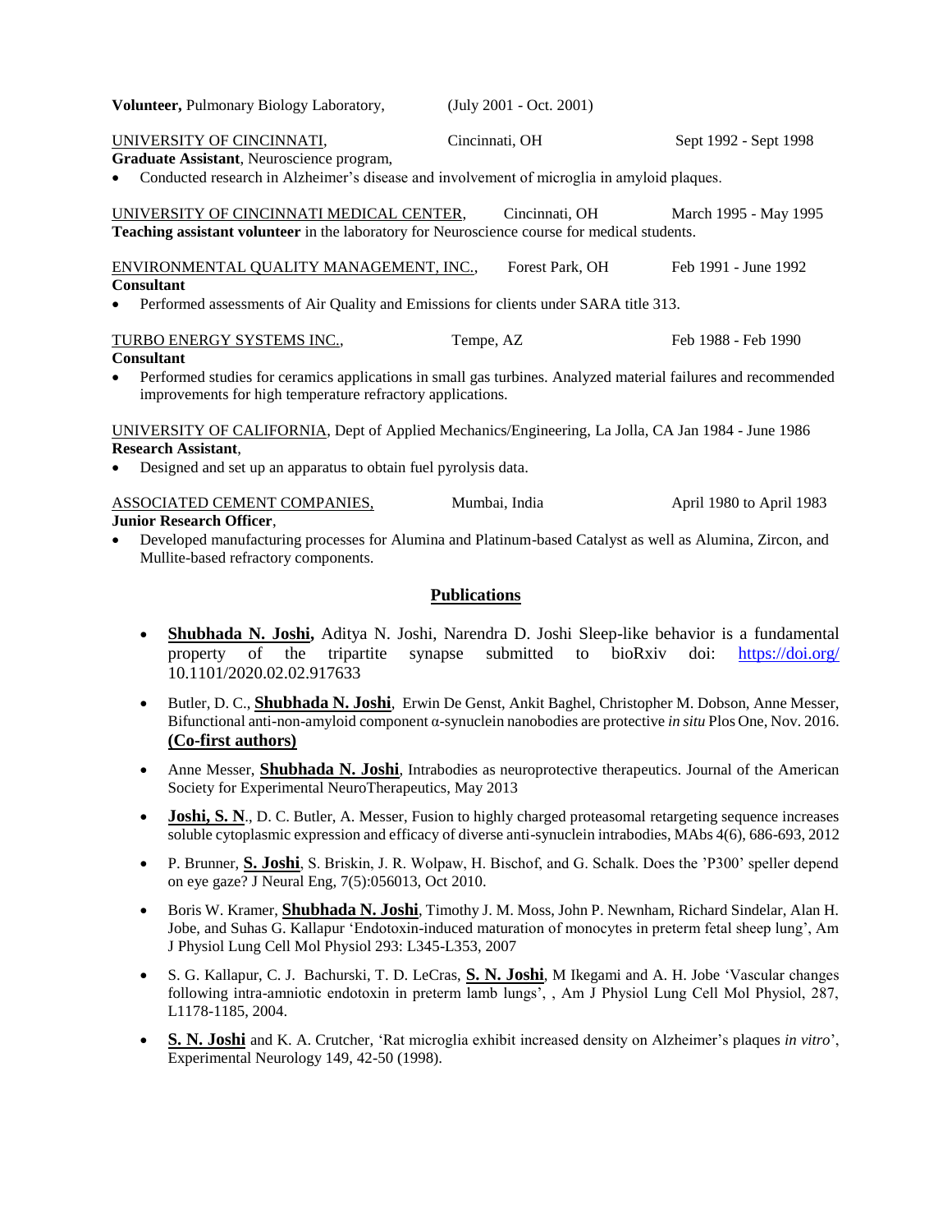**Volunteer,** Pulmonary Biology Laboratory, (July 2001 - Oct. 2001)

UNIVERSITY OF CINCINNATI, Cincinnati, OH Sept 1992 - Sept 1998
**Graduate Assistant**, Neuroscience program,

- Conducted research in Alzheimer's disease and involvement of microglia in amyloid plaques.

UNIVERSITY OF CINCINNATI MEDICAL CENTER, Cincinnati, OH March 1995 - May 1995
**Teaching assistant volunteer** in the laboratory for Neuroscience course for medical students.

ENVIRONMENTAL QUALITY MANAGEMENT, INC., Forest Park, OH Feb 1991 - June 1992
**Consultant**

- Performed assessments of Air Quality and Emissions for clients under SARA title 313.

TURBO ENERGY SYSTEMS INC., Tempe, AZ Feb 1988 - Feb 1990
**Consultant**

- Performed studies for ceramics applications in small gas turbines. Analyzed material failures and recommended improvements for high temperature refractory applications.

UNIVERSITY OF CALIFORNIA, Dept of Applied Mechanics/Engineering, La Jolla, CA Jan 1984 - June 1986
**Research Assistant**,

- Designed and set up an apparatus to obtain fuel pyrolysis data.

ASSOCIATED CEMENT COMPANIES, Mumbai, India April 1980 to April 1983
**Junior Research Officer**,

- Developed manufacturing processes for Alumina and Platinum-based Catalyst as well as Alumina, Zircon, and Mullite-based refractory components.

## Publications

- **Shubhada N. Joshi,** Aditya N. Joshi, Narendra D. Joshi Sleep-like behavior is a fundamental property of the tripartite synapse submitted to bioRxiv doi: https://doi.org/10.1101/2020.02.02.917633
- Butler, D. C., **Shubhada N. Joshi**, Erwin De Genst, Ankit Baghel, Christopher M. Dobson, Anne Messer, Bifunctional anti-non-amyloid component α-synuclein nanobodies are protective *in situ* Plos One, Nov. 2016. **(Co-first authors)**
- Anne Messer, **Shubhada N. Joshi**, Intrabodies as neuroprotective therapeutics. Journal of the American Society for Experimental NeuroTherapeutics, May 2013
- **Joshi, S. N**., D. C. Butler, A. Messer, Fusion to highly charged proteasomal retargeting sequence increases soluble cytoplasmic expression and efficacy of diverse anti-synuclein intrabodies, MAbs 4(6), 686-693, 2012
- P. Brunner, **S. Joshi**, S. Briskin, J. R. Wolpaw, H. Bischof, and G. Schalk. Does the 'P300' speller depend on eye gaze? J Neural Eng, 7(5):056013, Oct 2010.
- Boris W. Kramer, **Shubhada N. Joshi**, Timothy J. M. Moss, John P. Newnham, Richard Sindelar, Alan H. Jobe, and Suhas G. Kallapur 'Endotoxin-induced maturation of monocytes in preterm fetal sheep lung', Am J Physiol Lung Cell Mol Physiol 293: L345-L353, 2007
- S. G. Kallapur, C. J. Bachurski, T. D. LeCras, **S. N. Joshi**, M Ikegami and A. H. Jobe 'Vascular changes following intra-amniotic endotoxin in preterm lamb lungs', , Am J Physiol Lung Cell Mol Physiol, 287, L1178-1185, 2004.
- **S. N. Joshi** and K. A. Crutcher, 'Rat microglia exhibit increased density on Alzheimer's plaques *in vitro*', Experimental Neurology 149, 42-50 (1998).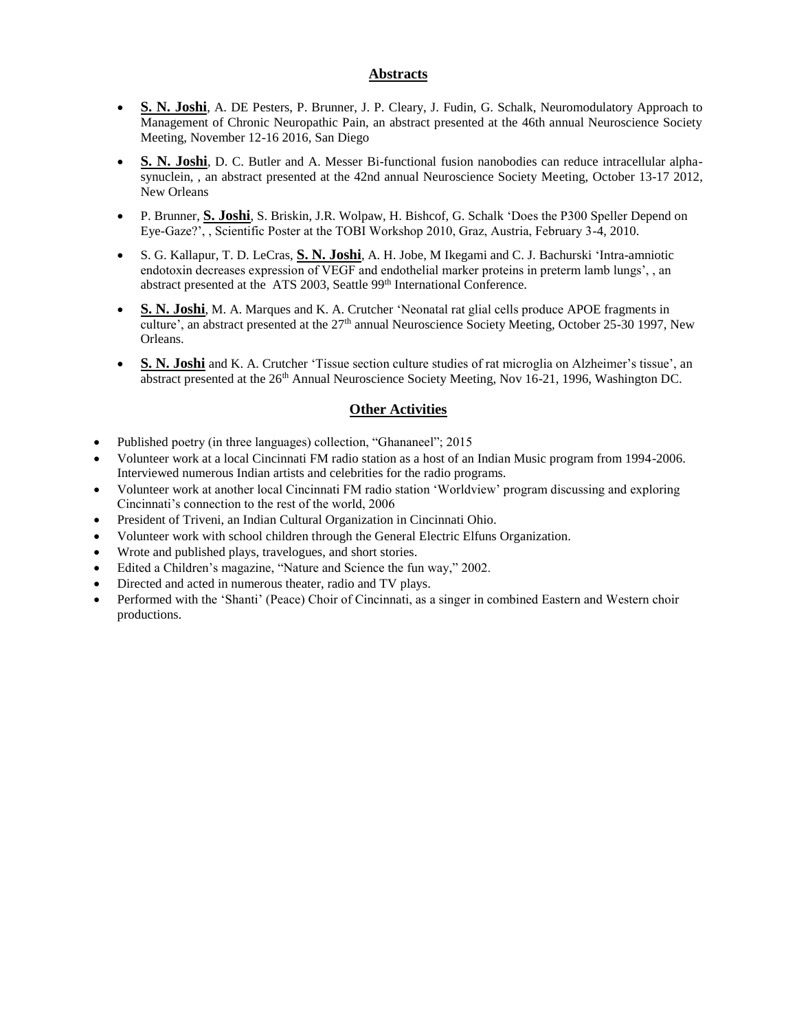## Abstracts

- **S. N. Joshi**, A. DE Pesters, P. Brunner, J. P. Cleary, J. Fudin, G. Schalk, Neuromodulatory Approach to Management of Chronic Neuropathic Pain, an abstract presented at the 46th annual Neuroscience Society Meeting, November 12-16 2016, San Diego
- **S. N. Joshi**, D. C. Butler and A. Messer Bi-functional fusion nanobodies can reduce intracellular alpha-synuclein, , an abstract presented at the 42nd annual Neuroscience Society Meeting, October 13-17 2012, New Orleans
- P. Brunner, **S. Joshi**, S. Briskin, J.R. Wolpaw, H. Bishcof, G. Schalk 'Does the P300 Speller Depend on Eye-Gaze?', , Scientific Poster at the TOBI Workshop 2010, Graz, Austria, February 3-4, 2010.
- S. G. Kallapur, T. D. LeCras, **S. N. Joshi**, A. H. Jobe, M Ikegami and C. J. Bachurski 'Intra-amniotic endotoxin decreases expression of VEGF and endothelial marker proteins in preterm lamb lungs', , an abstract presented at the ATS 2003, Seattle 99th International Conference.
- **S. N. Joshi**, M. A. Marques and K. A. Crutcher 'Neonatal rat glial cells produce APOE fragments in culture', an abstract presented at the 27th annual Neuroscience Society Meeting, October 25-30 1997, New Orleans.
- **S. N. Joshi** and K. A. Crutcher 'Tissue section culture studies of rat microglia on Alzheimer's tissue', an abstract presented at the 26th Annual Neuroscience Society Meeting, Nov 16-21, 1996, Washington DC.

## Other Activities

- Published poetry (in three languages) collection, "Ghananeel"; 2015
- Volunteer work at a local Cincinnati FM radio station as a host of an Indian Music program from 1994-2006. Interviewed numerous Indian artists and celebrities for the radio programs.
- Volunteer work at another local Cincinnati FM radio station 'Worldview' program discussing and exploring Cincinnati's connection to the rest of the world, 2006
- President of Triveni, an Indian Cultural Organization in Cincinnati Ohio.
- Volunteer work with school children through the General Electric Elfuns Organization.
- Wrote and published plays, travelogues, and short stories.
- Edited a Children's magazine, "Nature and Science the fun way," 2002.
- Directed and acted in numerous theater, radio and TV plays.
- Performed with the 'Shanti' (Peace) Choir of Cincinnati, as a singer in combined Eastern and Western choir productions.